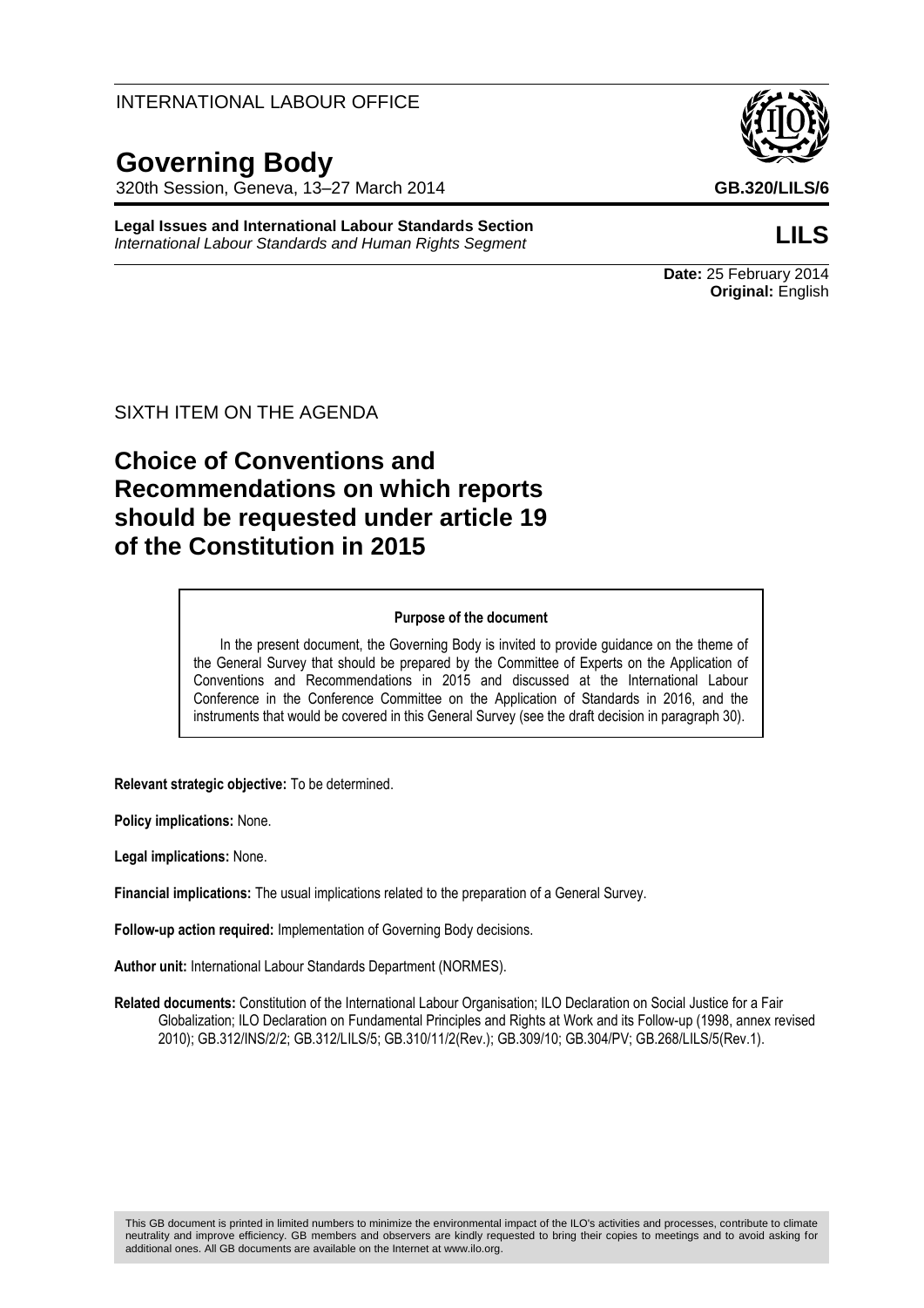INTERNATIONAL LABOUR OFFICE

# Governing Body

320th Session, Geneva, 13–27 March 2014

**GB.320/LILS/6**

**Legal Issues and International Labour Standards Section**
*International Labour Standards and Human Rights Segment*

**LILS**

**Date:** 25 February 2014
**Original:** English

SIXTH ITEM ON THE AGENDA

## Choice of Conventions and Recommendations on which reports should be requested under article 19 of the Constitution in 2015

**Purpose of the document**

In the present document, the Governing Body is invited to provide guidance on the theme of the General Survey that should be prepared by the Committee of Experts on the Application of Conventions and Recommendations in 2015 and discussed at the International Labour Conference in the Conference Committee on the Application of Standards in 2016, and the instruments that would be covered in this General Survey (see the draft decision in paragraph 30).

**Relevant strategic objective:** To be determined.

**Policy implications:** None.

**Legal implications:** None.

**Financial implications:** The usual implications related to the preparation of a General Survey.

**Follow-up action required:** Implementation of Governing Body decisions.

**Author unit:** International Labour Standards Department (NORMES).

**Related documents:** Constitution of the International Labour Organisation; ILO Declaration on Social Justice for a Fair Globalization; ILO Declaration on Fundamental Principles and Rights at Work and its Follow-up (1998, annex revised 2010); GB.312/INS/2/2; GB.312/LILS/5; GB.310/11/2(Rev.); GB.309/10; GB.304/PV; GB.268/LILS/5(Rev.1).

This GB document is printed in limited numbers to minimize the environmental impact of the ILO's activities and processes, contribute to climate neutrality and improve efficiency. GB members and observers are kindly requested to bring their copies to meetings and to avoid asking for additional ones. All GB documents are available on the Internet at www.ilo.org.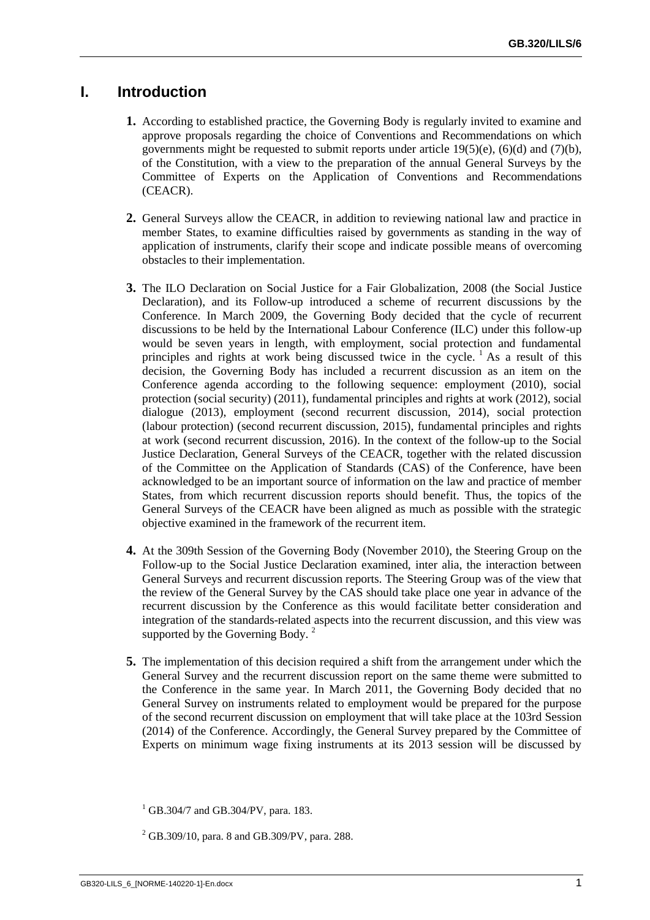# I. Introduction

**1.** According to established practice, the Governing Body is regularly invited to examine and approve proposals regarding the choice of Conventions and Recommendations on which governments might be requested to submit reports under article 19(5)(e), (6)(d) and (7)(b), of the Constitution, with a view to the preparation of the annual General Surveys by the Committee of Experts on the Application of Conventions and Recommendations (CEACR).

**2.** General Surveys allow the CEACR, in addition to reviewing national law and practice in member States, to examine difficulties raised by governments as standing in the way of application of instruments, clarify their scope and indicate possible means of overcoming obstacles to their implementation.

**3.** The ILO Declaration on Social Justice for a Fair Globalization, 2008 (the Social Justice Declaration), and its Follow-up introduced a scheme of recurrent discussions by the Conference. In March 2009, the Governing Body decided that the cycle of recurrent discussions to be held by the International Labour Conference (ILC) under this follow-up would be seven years in length, with employment, social protection and fundamental principles and rights at work being discussed twice in the cycle. [1] As a result of this decision, the Governing Body has included a recurrent discussion as an item on the Conference agenda according to the following sequence: employment (2010), social protection (social security) (2011), fundamental principles and rights at work (2012), social dialogue (2013), employment (second recurrent discussion, 2014), social protection (labour protection) (second recurrent discussion, 2015), fundamental principles and rights at work (second recurrent discussion, 2016). In the context of the follow-up to the Social Justice Declaration, General Surveys of the CEACR, together with the related discussion of the Committee on the Application of Standards (CAS) of the Conference, have been acknowledged to be an important source of information on the law and practice of member States, from which recurrent discussion reports should benefit. Thus, the topics of the General Surveys of the CEACR have been aligned as much as possible with the strategic objective examined in the framework of the recurrent item.

**4.** At the 309th Session of the Governing Body (November 2010), the Steering Group on the Follow-up to the Social Justice Declaration examined, inter alia, the interaction between General Surveys and recurrent discussion reports. The Steering Group was of the view that the review of the General Survey by the CAS should take place one year in advance of the recurrent discussion by the Conference as this would facilitate better consideration and integration of the standards-related aspects into the recurrent discussion, and this view was supported by the Governing Body. [2]

**5.** The implementation of this decision required a shift from the arrangement under which the General Survey and the recurrent discussion report on the same theme were submitted to the Conference in the same year. In March 2011, the Governing Body decided that no General Survey on instruments related to employment would be prepared for the purpose of the second recurrent discussion on employment that will take place at the 103rd Session (2014) of the Conference. Accordingly, the General Survey prepared by the Committee of Experts on minimum wage fixing instruments at its 2013 session will be discussed by

---

[1] GB.304/7 and GB.304/PV, para. 183.

[2] GB.309/10, para. 8 and GB.309/PV, para. 288.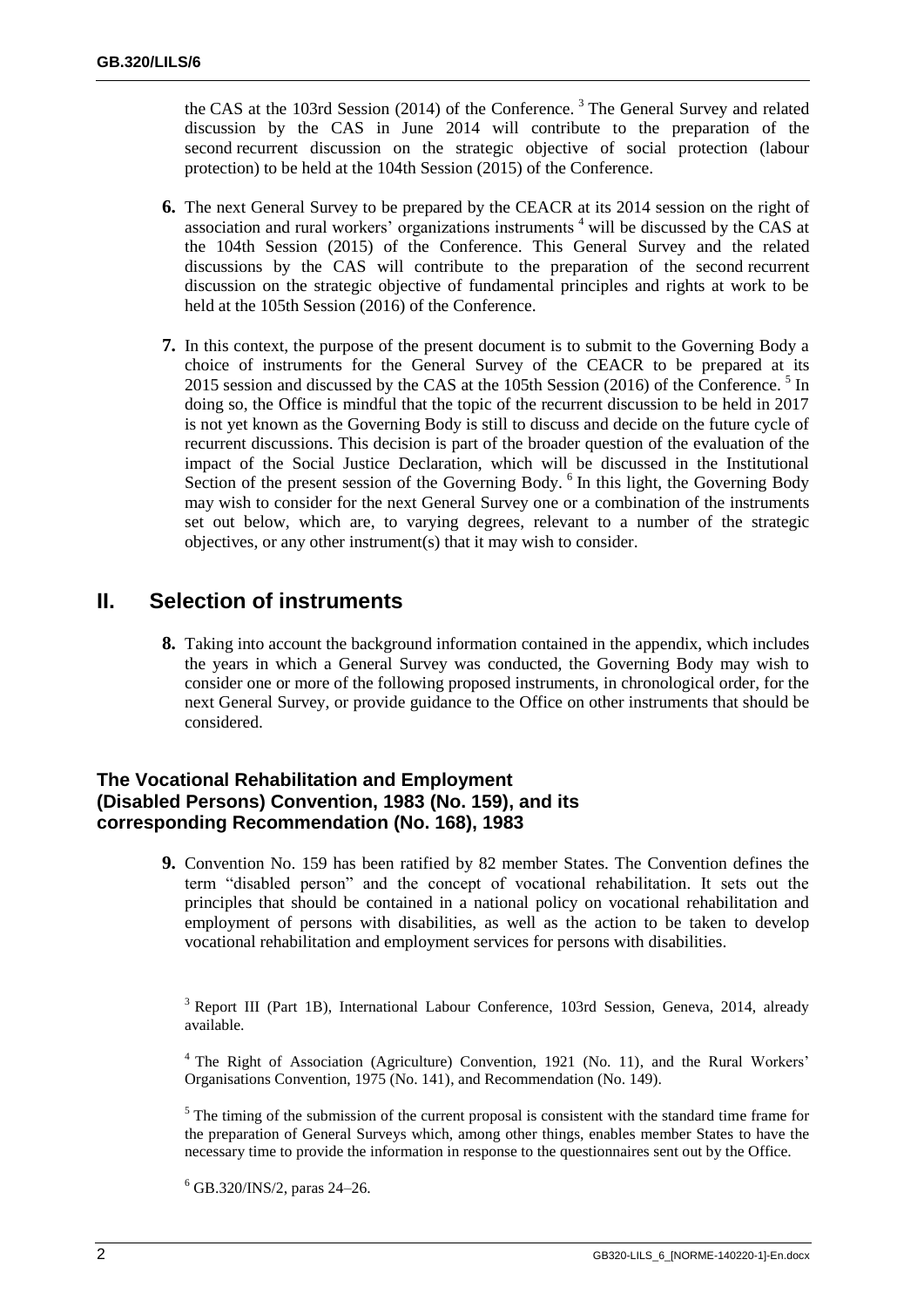the CAS at the 103rd Session (2014) of the Conference. [3] The General Survey and related discussion by the CAS in June 2014 will contribute to the preparation of the second recurrent discussion on the strategic objective of social protection (labour protection) to be held at the 104th Session (2015) of the Conference.

**6.** The next General Survey to be prepared by the CEACR at its 2014 session on the right of association and rural workers' organizations instruments [4] will be discussed by the CAS at the 104th Session (2015) of the Conference. This General Survey and the related discussions by the CAS will contribute to the preparation of the second recurrent discussion on the strategic objective of fundamental principles and rights at work to be held at the 105th Session (2016) of the Conference.

**7.** In this context, the purpose of the present document is to submit to the Governing Body a choice of instruments for the General Survey of the CEACR to be prepared at its 2015 session and discussed by the CAS at the 105th Session (2016) of the Conference. [5] In doing so, the Office is mindful that the topic of the recurrent discussion to be held in 2017 is not yet known as the Governing Body is still to discuss and decide on the future cycle of recurrent discussions. This decision is part of the broader question of the evaluation of the impact of the Social Justice Declaration, which will be discussed in the Institutional Section of the present session of the Governing Body. [6] In this light, the Governing Body may wish to consider for the next General Survey one or a combination of the instruments set out below, which are, to varying degrees, relevant to a number of the strategic objectives, or any other instrument(s) that it may wish to consider.

## II. Selection of instruments

**8.** Taking into account the background information contained in the appendix, which includes the years in which a General Survey was conducted, the Governing Body may wish to consider one or more of the following proposed instruments, in chronological order, for the next General Survey, or provide guidance to the Office on other instruments that should be considered.

### The Vocational Rehabilitation and Employment (Disabled Persons) Convention, 1983 (No. 159), and its corresponding Recommendation (No. 168), 1983

**9.** Convention No. 159 has been ratified by 82 member States. The Convention defines the term "disabled person" and the concept of vocational rehabilitation. It sets out the principles that should be contained in a national policy on vocational rehabilitation and employment of persons with disabilities, as well as the action to be taken to develop vocational rehabilitation and employment services for persons with disabilities.

[3] Report III (Part 1B), International Labour Conference, 103rd Session, Geneva, 2014, already available.

[4] The Right of Association (Agriculture) Convention, 1921 (No. 11), and the Rural Workers' Organisations Convention, 1975 (No. 141), and Recommendation (No. 149).

[5] The timing of the submission of the current proposal is consistent with the standard time frame for the preparation of General Surveys which, among other things, enables member States to have the necessary time to provide the information in response to the questionnaires sent out by the Office.

[6] GB.320/INS/2, paras 24–26.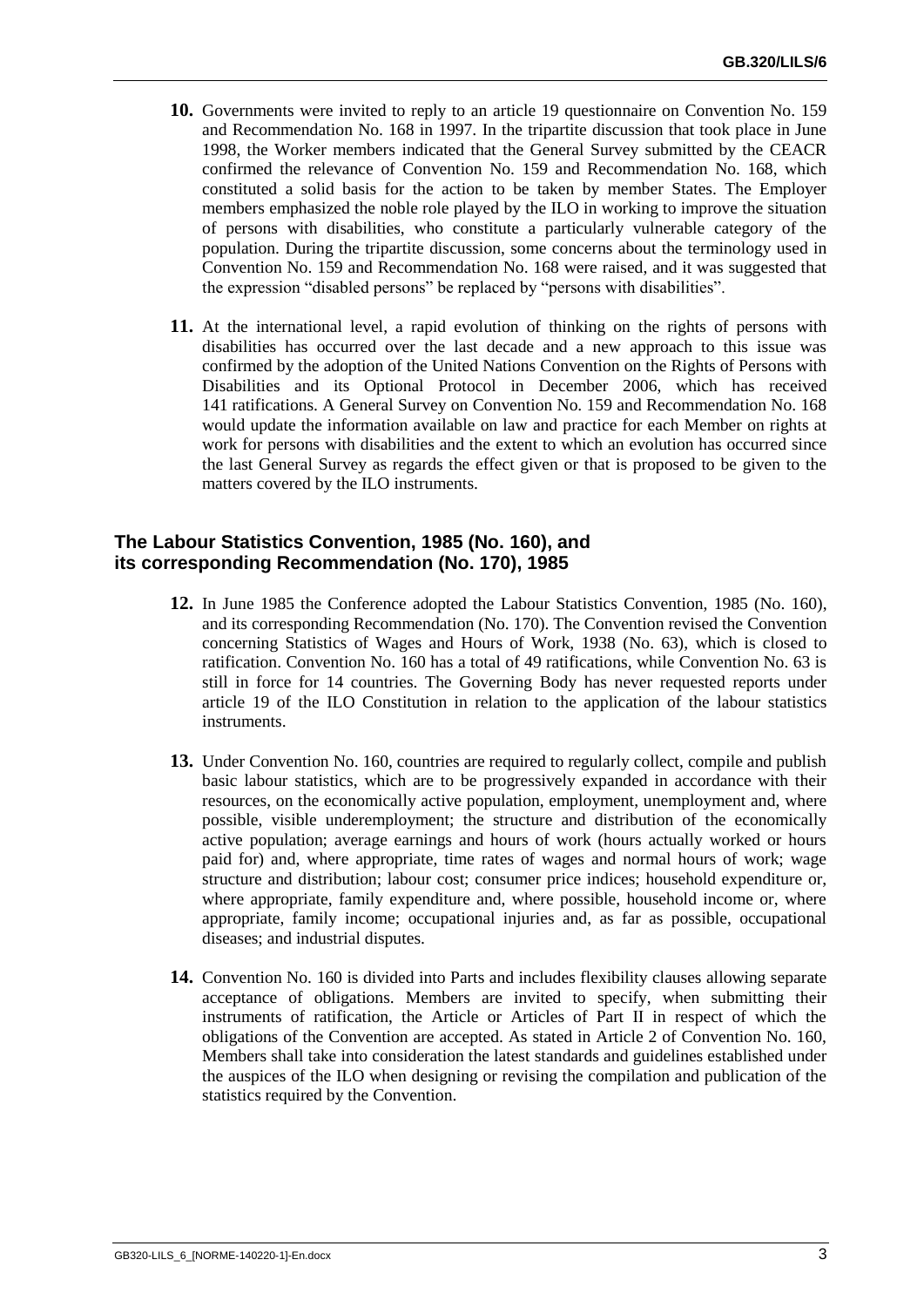**10.** Governments were invited to reply to an article 19 questionnaire on Convention No. 159 and Recommendation No. 168 in 1997. In the tripartite discussion that took place in June 1998, the Worker members indicated that the General Survey submitted by the CEACR confirmed the relevance of Convention No. 159 and Recommendation No. 168, which constituted a solid basis for the action to be taken by member States. The Employer members emphasized the noble role played by the ILO in working to improve the situation of persons with disabilities, who constitute a particularly vulnerable category of the population. During the tripartite discussion, some concerns about the terminology used in Convention No. 159 and Recommendation No. 168 were raised, and it was suggested that the expression "disabled persons" be replaced by "persons with disabilities".

**11.** At the international level, a rapid evolution of thinking on the rights of persons with disabilities has occurred over the last decade and a new approach to this issue was confirmed by the adoption of the United Nations Convention on the Rights of Persons with Disabilities and its Optional Protocol in December 2006, which has received 141 ratifications. A General Survey on Convention No. 159 and Recommendation No. 168 would update the information available on law and practice for each Member on rights at work for persons with disabilities and the extent to which an evolution has occurred since the last General Survey as regards the effect given or that is proposed to be given to the matters covered by the ILO instruments.

### The Labour Statistics Convention, 1985 (No. 160), and its corresponding Recommendation (No. 170), 1985

**12.** In June 1985 the Conference adopted the Labour Statistics Convention, 1985 (No. 160), and its corresponding Recommendation (No. 170). The Convention revised the Convention concerning Statistics of Wages and Hours of Work, 1938 (No. 63), which is closed to ratification. Convention No. 160 has a total of 49 ratifications, while Convention No. 63 is still in force for 14 countries. The Governing Body has never requested reports under article 19 of the ILO Constitution in relation to the application of the labour statistics instruments.

**13.** Under Convention No. 160, countries are required to regularly collect, compile and publish basic labour statistics, which are to be progressively expanded in accordance with their resources, on the economically active population, employment, unemployment and, where possible, visible underemployment; the structure and distribution of the economically active population; average earnings and hours of work (hours actually worked or hours paid for) and, where appropriate, time rates of wages and normal hours of work; wage structure and distribution; labour cost; consumer price indices; household expenditure or, where appropriate, family expenditure and, where possible, household income or, where appropriate, family income; occupational injuries and, as far as possible, occupational diseases; and industrial disputes.

**14.** Convention No. 160 is divided into Parts and includes flexibility clauses allowing separate acceptance of obligations. Members are invited to specify, when submitting their instruments of ratification, the Article or Articles of Part II in respect of which the obligations of the Convention are accepted. As stated in Article 2 of Convention No. 160, Members shall take into consideration the latest standards and guidelines established under the auspices of the ILO when designing or revising the compilation and publication of the statistics required by the Convention.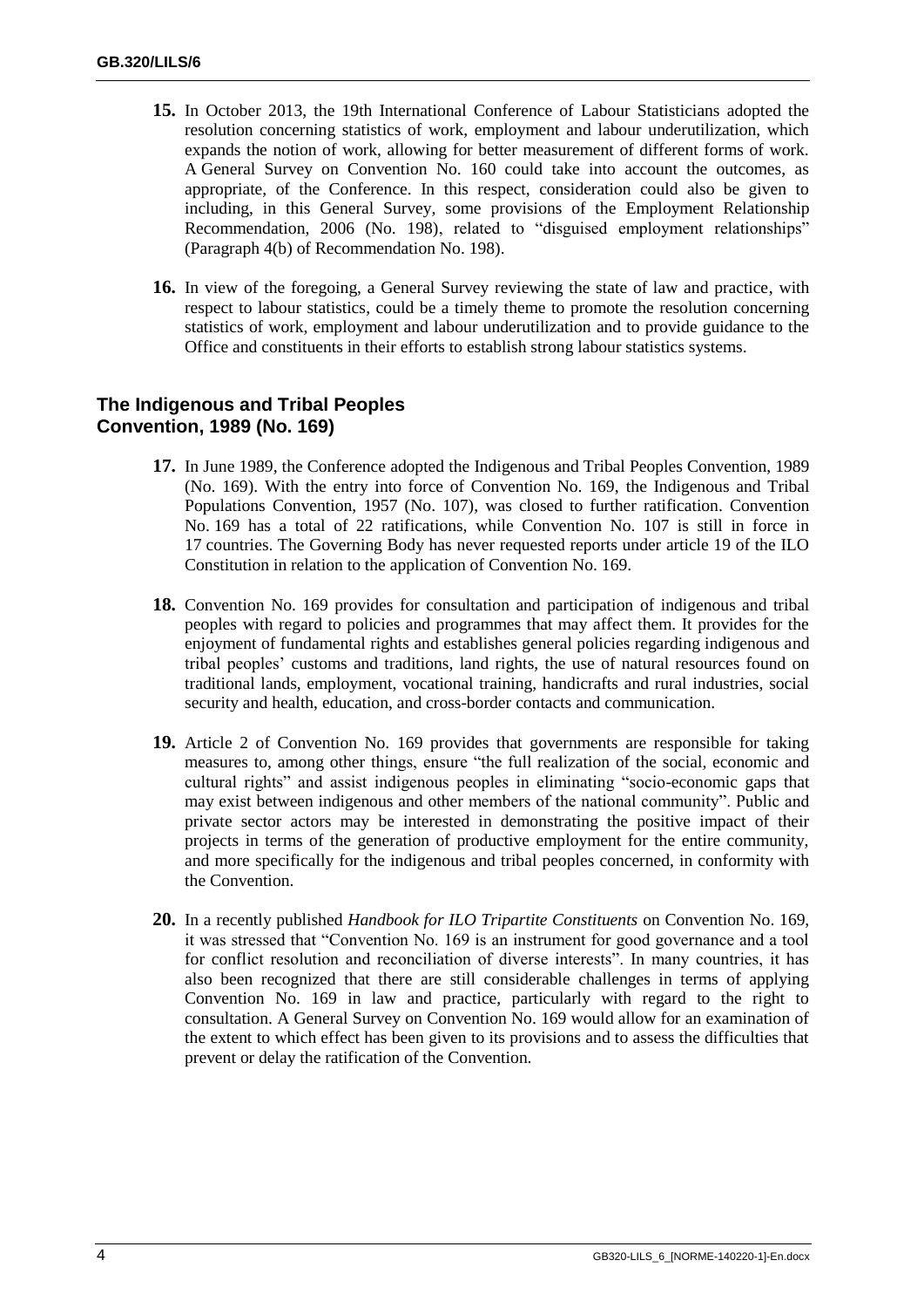**15.** In October 2013, the 19th International Conference of Labour Statisticians adopted the resolution concerning statistics of work, employment and labour underutilization, which expands the notion of work, allowing for better measurement of different forms of work. A General Survey on Convention No. 160 could take into account the outcomes, as appropriate, of the Conference. In this respect, consideration could also be given to including, in this General Survey, some provisions of the Employment Relationship Recommendation, 2006 (No. 198), related to "disguised employment relationships" (Paragraph 4(b) of Recommendation No. 198).

**16.** In view of the foregoing, a General Survey reviewing the state of law and practice, with respect to labour statistics, could be a timely theme to promote the resolution concerning statistics of work, employment and labour underutilization and to provide guidance to the Office and constituents in their efforts to establish strong labour statistics systems.

## The Indigenous and Tribal Peoples Convention, 1989 (No. 169)

**17.** In June 1989, the Conference adopted the Indigenous and Tribal Peoples Convention, 1989 (No. 169). With the entry into force of Convention No. 169, the Indigenous and Tribal Populations Convention, 1957 (No. 107), was closed to further ratification. Convention No. 169 has a total of 22 ratifications, while Convention No. 107 is still in force in 17 countries. The Governing Body has never requested reports under article 19 of the ILO Constitution in relation to the application of Convention No. 169.

**18.** Convention No. 169 provides for consultation and participation of indigenous and tribal peoples with regard to policies and programmes that may affect them. It provides for the enjoyment of fundamental rights and establishes general policies regarding indigenous and tribal peoples' customs and traditions, land rights, the use of natural resources found on traditional lands, employment, vocational training, handicrafts and rural industries, social security and health, education, and cross-border contacts and communication.

**19.** Article 2 of Convention No. 169 provides that governments are responsible for taking measures to, among other things, ensure "the full realization of the social, economic and cultural rights" and assist indigenous peoples in eliminating "socio-economic gaps that may exist between indigenous and other members of the national community". Public and private sector actors may be interested in demonstrating the positive impact of their projects in terms of the generation of productive employment for the entire community, and more specifically for the indigenous and tribal peoples concerned, in conformity with the Convention.

**20.** In a recently published *Handbook for ILO Tripartite Constituents* on Convention No. 169, it was stressed that "Convention No. 169 is an instrument for good governance and a tool for conflict resolution and reconciliation of diverse interests". In many countries, it has also been recognized that there are still considerable challenges in terms of applying Convention No. 169 in law and practice, particularly with regard to the right to consultation. A General Survey on Convention No. 169 would allow for an examination of the extent to which effect has been given to its provisions and to assess the difficulties that prevent or delay the ratification of the Convention.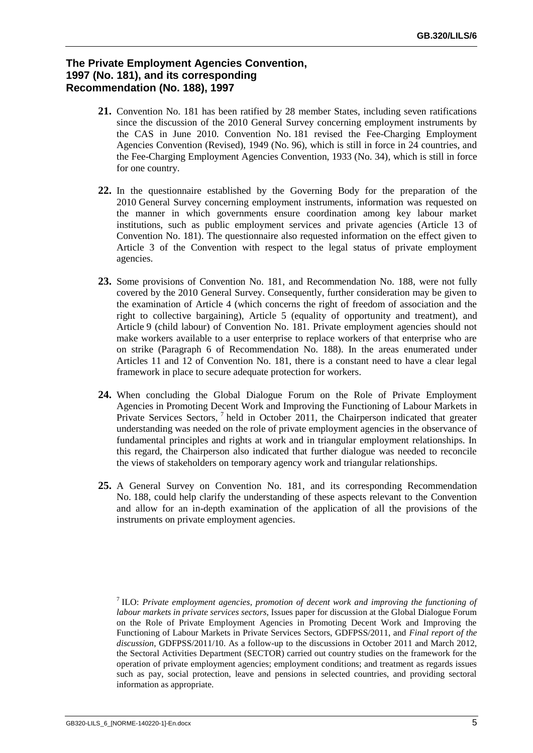### The Private Employment Agencies Convention, 1997 (No. 181), and its corresponding Recommendation (No. 188), 1997

**21.** Convention No. 181 has been ratified by 28 member States, including seven ratifications since the discussion of the 2010 General Survey concerning employment instruments by the CAS in June 2010. Convention No. 181 revised the Fee-Charging Employment Agencies Convention (Revised), 1949 (No. 96), which is still in force in 24 countries, and the Fee-Charging Employment Agencies Convention, 1933 (No. 34), which is still in force for one country.

**22.** In the questionnaire established by the Governing Body for the preparation of the 2010 General Survey concerning employment instruments, information was requested on the manner in which governments ensure coordination among key labour market institutions, such as public employment services and private agencies (Article 13 of Convention No. 181). The questionnaire also requested information on the effect given to Article 3 of the Convention with respect to the legal status of private employment agencies.

**23.** Some provisions of Convention No. 181, and Recommendation No. 188, were not fully covered by the 2010 General Survey. Consequently, further consideration may be given to the examination of Article 4 (which concerns the right of freedom of association and the right to collective bargaining), Article 5 (equality of opportunity and treatment), and Article 9 (child labour) of Convention No. 181. Private employment agencies should not make workers available to a user enterprise to replace workers of that enterprise who are on strike (Paragraph 6 of Recommendation No. 188). In the areas enumerated under Articles 11 and 12 of Convention No. 181, there is a constant need to have a clear legal framework in place to secure adequate protection for workers.

**24.** When concluding the Global Dialogue Forum on the Role of Private Employment Agencies in Promoting Decent Work and Improving the Functioning of Labour Markets in Private Services Sectors, [7] held in October 2011, the Chairperson indicated that greater understanding was needed on the role of private employment agencies in the observance of fundamental principles and rights at work and in triangular employment relationships. In this regard, the Chairperson also indicated that further dialogue was needed to reconcile the views of stakeholders on temporary agency work and triangular relationships.

**25.** A General Survey on Convention No. 181, and its corresponding Recommendation No. 188, could help clarify the understanding of these aspects relevant to the Convention and allow for an in-depth examination of the application of all the provisions of the instruments on private employment agencies.

[7] ILO: *Private employment agencies, promotion of decent work and improving the functioning of labour markets in private services sectors*, Issues paper for discussion at the Global Dialogue Forum on the Role of Private Employment Agencies in Promoting Decent Work and Improving the Functioning of Labour Markets in Private Services Sectors, GDFPSS/2011, and *Final report of the discussion*, GDFPSS/2011/10. As a follow-up to the discussions in October 2011 and March 2012, the Sectoral Activities Department (SECTOR) carried out country studies on the framework for the operation of private employment agencies; employment conditions; and treatment as regards issues such as pay, social protection, leave and pensions in selected countries, and providing sectoral information as appropriate.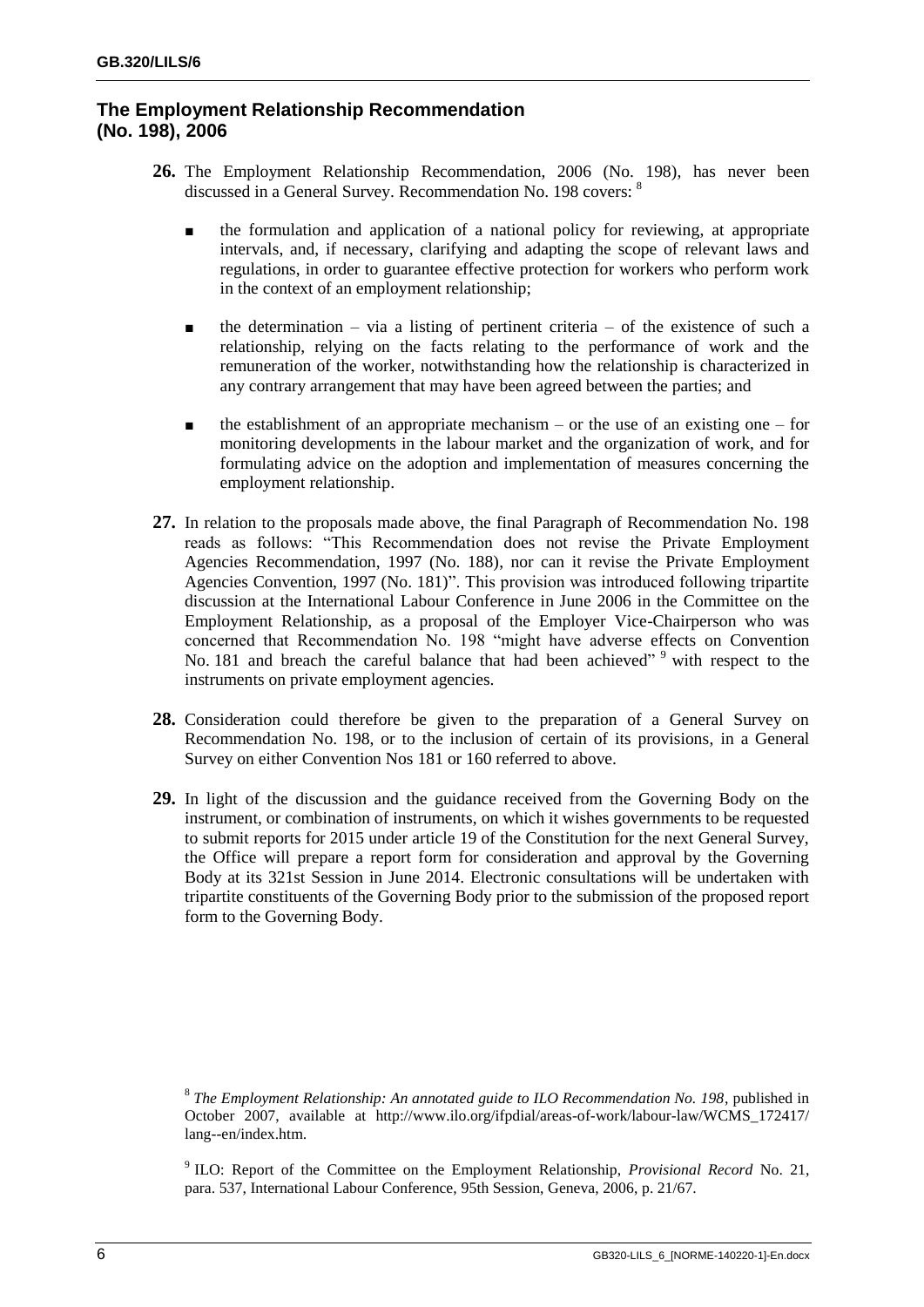## The Employment Relationship Recommendation (No. 198), 2006

**26.** The Employment Relationship Recommendation, 2006 (No. 198), has never been discussed in a General Survey. Recommendation No. 198 covers: [8]

- the formulation and application of a national policy for reviewing, at appropriate intervals, and, if necessary, clarifying and adapting the scope of relevant laws and regulations, in order to guarantee effective protection for workers who perform work in the context of an employment relationship;
- the determination – via a listing of pertinent criteria – of the existence of such a relationship, relying on the facts relating to the performance of work and the remuneration of the worker, notwithstanding how the relationship is characterized in any contrary arrangement that may have been agreed between the parties; and
- the establishment of an appropriate mechanism – or the use of an existing one – for monitoring developments in the labour market and the organization of work, and for formulating advice on the adoption and implementation of measures concerning the employment relationship.

**27.** In relation to the proposals made above, the final Paragraph of Recommendation No. 198 reads as follows: "This Recommendation does not revise the Private Employment Agencies Recommendation, 1997 (No. 188), nor can it revise the Private Employment Agencies Convention, 1997 (No. 181)". This provision was introduced following tripartite discussion at the International Labour Conference in June 2006 in the Committee on the Employment Relationship, as a proposal of the Employer Vice-Chairperson who was concerned that Recommendation No. 198 "might have adverse effects on Convention No. 181 and breach the careful balance that had been achieved" [9] with respect to the instruments on private employment agencies.

**28.** Consideration could therefore be given to the preparation of a General Survey on Recommendation No. 198, or to the inclusion of certain of its provisions, in a General Survey on either Convention Nos 181 or 160 referred to above.

**29.** In light of the discussion and the guidance received from the Governing Body on the instrument, or combination of instruments, on which it wishes governments to be requested to submit reports for 2015 under article 19 of the Constitution for the next General Survey, the Office will prepare a report form for consideration and approval by the Governing Body at its 321st Session in June 2014. Electronic consultations will be undertaken with tripartite constituents of the Governing Body prior to the submission of the proposed report form to the Governing Body.

[8] *The Employment Relationship: An annotated guide to ILO Recommendation No. 198*, published in October 2007, available at http://www.ilo.org/ifpdial/areas-of-work/labour-law/WCMS_172417/lang--en/index.htm.

[9] ILO: Report of the Committee on the Employment Relationship, *Provisional Record* No. 21, para. 537, International Labour Conference, 95th Session, Geneva, 2006, p. 21/67.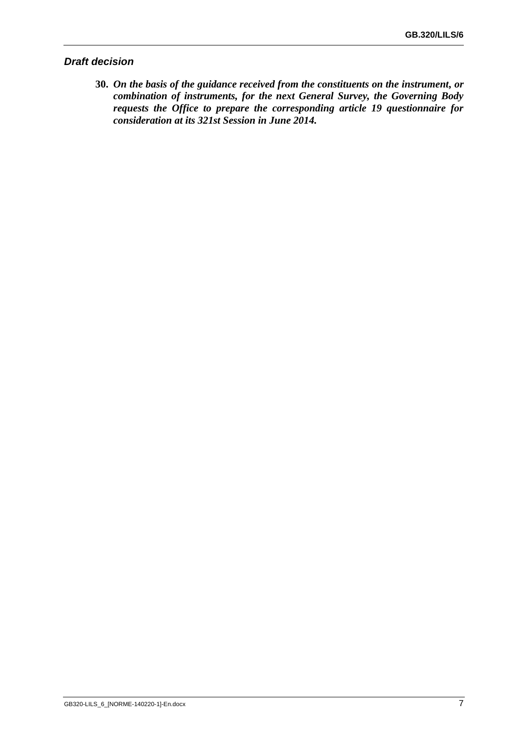### *Draft decision*

**30.** ***On the basis of the guidance received from the constituents on the instrument, or combination of instruments, for the next General Survey, the Governing Body requests the Office to prepare the corresponding article 19 questionnaire for consideration at its 321st Session in June 2014.***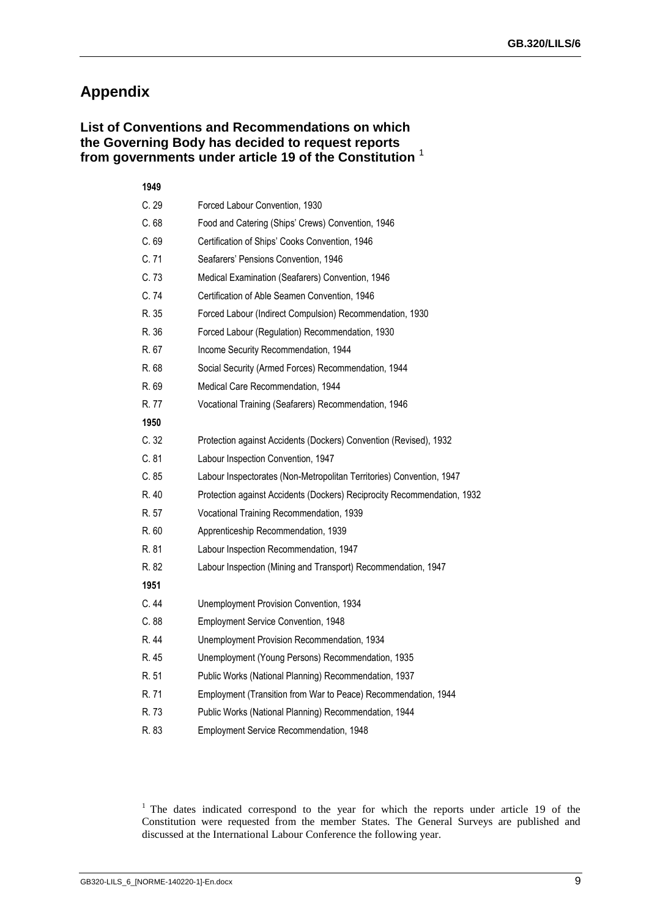# Appendix

## List of Conventions and Recommendations on which the Governing Body has decided to request reports from governments under article 19 of the Constitution [1]

**1949**

| | |
|---|---|
| C. 29 | Forced Labour Convention, 1930 |
| C. 68 | Food and Catering (Ships' Crews) Convention, 1946 |
| C. 69 | Certification of Ships' Cooks Convention, 1946 |
| C. 71 | Seafarers' Pensions Convention, 1946 |
| C. 73 | Medical Examination (Seafarers) Convention, 1946 |
| C. 74 | Certification of Able Seamen Convention, 1946 |
| R. 35 | Forced Labour (Indirect Compulsion) Recommendation, 1930 |
| R. 36 | Forced Labour (Regulation) Recommendation, 1930 |
| R. 67 | Income Security Recommendation, 1944 |
| R. 68 | Social Security (Armed Forces) Recommendation, 1944 |
| R. 69 | Medical Care Recommendation, 1944 |
| R. 77 | Vocational Training (Seafarers) Recommendation, 1946 |

**1950**

| | |
|---|---|
| C. 32 | Protection against Accidents (Dockers) Convention (Revised), 1932 |
| C. 81 | Labour Inspection Convention, 1947 |
| C. 85 | Labour Inspectorates (Non-Metropolitan Territories) Convention, 1947 |
| R. 40 | Protection against Accidents (Dockers) Reciprocity Recommendation, 1932 |
| R. 57 | Vocational Training Recommendation, 1939 |
| R. 60 | Apprenticeship Recommendation, 1939 |
| R. 81 | Labour Inspection Recommendation, 1947 |
| R. 82 | Labour Inspection (Mining and Transport) Recommendation, 1947 |

**1951**

| | |
|---|---|
| C. 44 | Unemployment Provision Convention, 1934 |
| C. 88 | Employment Service Convention, 1948 |
| R. 44 | Unemployment Provision Recommendation, 1934 |
| R. 45 | Unemployment (Young Persons) Recommendation, 1935 |
| R. 51 | Public Works (National Planning) Recommendation, 1937 |
| R. 71 | Employment (Transition from War to Peace) Recommendation, 1944 |
| R. 73 | Public Works (National Planning) Recommendation, 1944 |
| R. 83 | Employment Service Recommendation, 1948 |

[1] The dates indicated correspond to the year for which the reports under article 19 of the Constitution were requested from the member States. The General Surveys are published and discussed at the International Labour Conference the following year.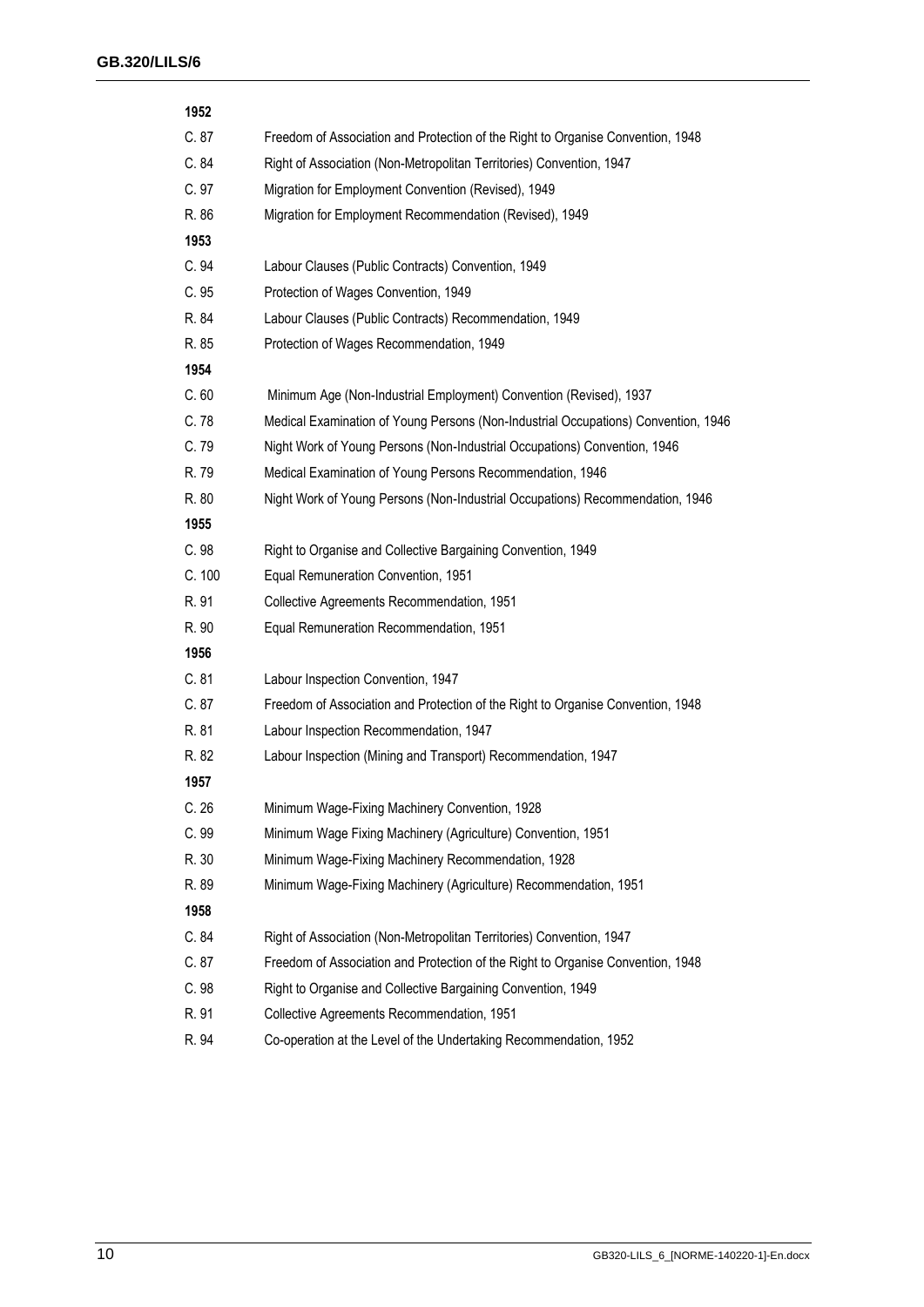**1952**

| | |
|---|---|
| C. 87 | Freedom of Association and Protection of the Right to Organise Convention, 1948 |
| C. 84 | Right of Association (Non-Metropolitan Territories) Convention, 1947 |
| C. 97 | Migration for Employment Convention (Revised), 1949 |
| R. 86 | Migration for Employment Recommendation (Revised), 1949 |
| **1953** | |
| C. 94 | Labour Clauses (Public Contracts) Convention, 1949 |
| C. 95 | Protection of Wages Convention, 1949 |
| R. 84 | Labour Clauses (Public Contracts) Recommendation, 1949 |
| R. 85 | Protection of Wages Recommendation, 1949 |
| **1954** | |
| C. 60 | Minimum Age (Non-Industrial Employment) Convention (Revised), 1937 |
| C. 78 | Medical Examination of Young Persons (Non-Industrial Occupations) Convention, 1946 |
| C. 79 | Night Work of Young Persons (Non-Industrial Occupations) Convention, 1946 |
| R. 79 | Medical Examination of Young Persons Recommendation, 1946 |
| R. 80 | Night Work of Young Persons (Non-Industrial Occupations) Recommendation, 1946 |
| **1955** | |
| C. 98 | Right to Organise and Collective Bargaining Convention, 1949 |
| C. 100 | Equal Remuneration Convention, 1951 |
| R. 91 | Collective Agreements Recommendation, 1951 |
| R. 90 | Equal Remuneration Recommendation, 1951 |
| **1956** | |
| C. 81 | Labour Inspection Convention, 1947 |
| C. 87 | Freedom of Association and Protection of the Right to Organise Convention, 1948 |
| R. 81 | Labour Inspection Recommendation, 1947 |
| R. 82 | Labour Inspection (Mining and Transport) Recommendation, 1947 |
| **1957** | |
| C. 26 | Minimum Wage-Fixing Machinery Convention, 1928 |
| C. 99 | Minimum Wage Fixing Machinery (Agriculture) Convention, 1951 |
| R. 30 | Minimum Wage-Fixing Machinery Recommendation, 1928 |
| R. 89 | Minimum Wage-Fixing Machinery (Agriculture) Recommendation, 1951 |
| **1958** | |
| C. 84 | Right of Association (Non-Metropolitan Territories) Convention, 1947 |
| C. 87 | Freedom of Association and Protection of the Right to Organise Convention, 1948 |
| C. 98 | Right to Organise and Collective Bargaining Convention, 1949 |
| R. 91 | Collective Agreements Recommendation, 1951 |
| R. 94 | Co-operation at the Level of the Undertaking Recommendation, 1952 |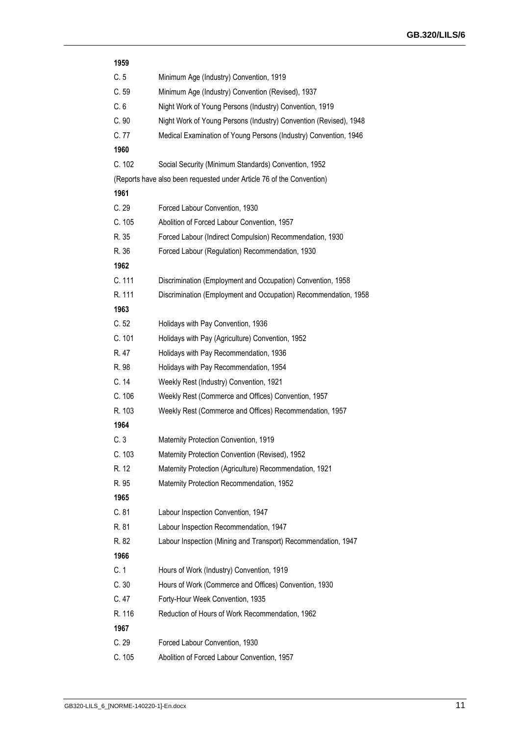**1959**

| | |
|---|---|
| C. 5 | Minimum Age (Industry) Convention, 1919 |
| C. 59 | Minimum Age (Industry) Convention (Revised), 1937 |
| C. 6 | Night Work of Young Persons (Industry) Convention, 1919 |
| C. 90 | Night Work of Young Persons (Industry) Convention (Revised), 1948 |
| C. 77 | Medical Examination of Young Persons (Industry) Convention, 1946 |

**1960**

| | |
|---|---|
| C. 102 | Social Security (Minimum Standards) Convention, 1952 |

(Reports have also been requested under Article 76 of the Convention)

**1961**

| | |
|---|---|
| C. 29 | Forced Labour Convention, 1930 |
| C. 105 | Abolition of Forced Labour Convention, 1957 |
| R. 35 | Forced Labour (Indirect Compulsion) Recommendation, 1930 |
| R. 36 | Forced Labour (Regulation) Recommendation, 1930 |

**1962**

| | |
|---|---|
| C. 111 | Discrimination (Employment and Occupation) Convention, 1958 |
| R. 111 | Discrimination (Employment and Occupation) Recommendation, 1958 |

**1963**

| | |
|---|---|
| C. 52 | Holidays with Pay Convention, 1936 |
| C. 101 | Holidays with Pay (Agriculture) Convention, 1952 |
| R. 47 | Holidays with Pay Recommendation, 1936 |
| R. 98 | Holidays with Pay Recommendation, 1954 |
| C. 14 | Weekly Rest (Industry) Convention, 1921 |
| C. 106 | Weekly Rest (Commerce and Offices) Convention, 1957 |
| R. 103 | Weekly Rest (Commerce and Offices) Recommendation, 1957 |

**1964**

| | |
|---|---|
| C. 3 | Maternity Protection Convention, 1919 |
| C. 103 | Maternity Protection Convention (Revised), 1952 |
| R. 12 | Maternity Protection (Agriculture) Recommendation, 1921 |
| R. 95 | Maternity Protection Recommendation, 1952 |

**1965**

| | |
|---|---|
| C. 81 | Labour Inspection Convention, 1947 |
| R. 81 | Labour Inspection Recommendation, 1947 |
| R. 82 | Labour Inspection (Mining and Transport) Recommendation, 1947 |

**1966**

| | |
|---|---|
| C. 1 | Hours of Work (Industry) Convention, 1919 |
| C. 30 | Hours of Work (Commerce and Offices) Convention, 1930 |
| C. 47 | Forty-Hour Week Convention, 1935 |
| R. 116 | Reduction of Hours of Work Recommendation, 1962 |

**1967**

| | |
|---|---|
| C. 29 | Forced Labour Convention, 1930 |
| C. 105 | Abolition of Forced Labour Convention, 1957 |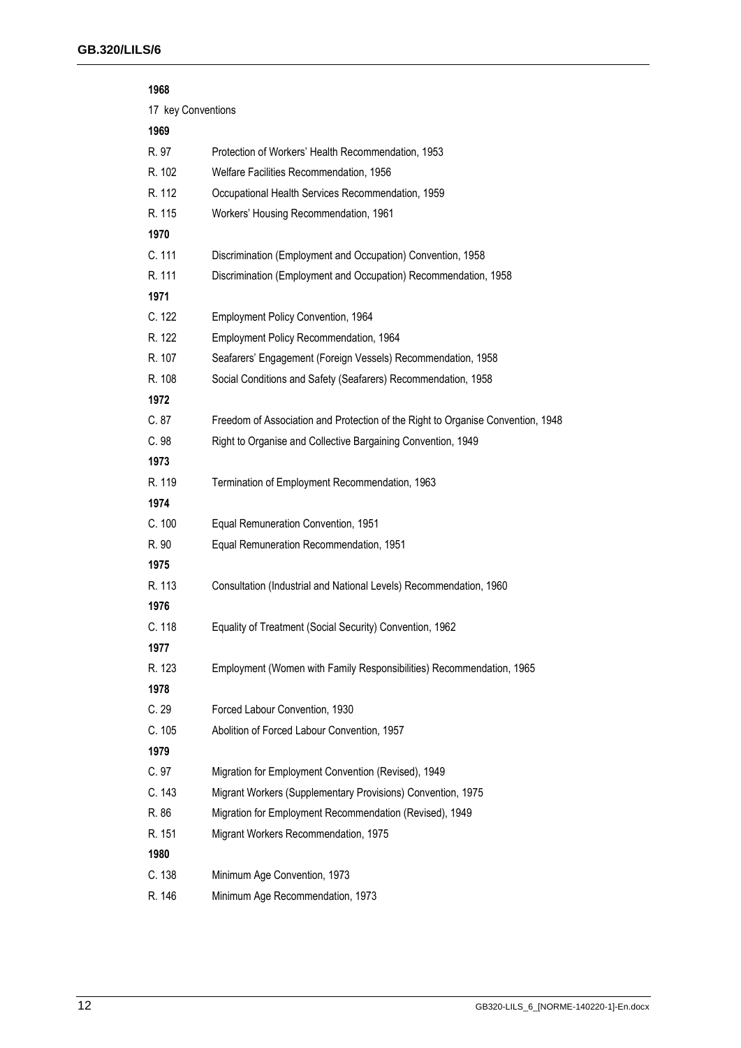**1968**

17 key Conventions

**1969**

| | |
|---|---|
| R. 97 | Protection of Workers' Health Recommendation, 1953 |
| R. 102 | Welfare Facilities Recommendation, 1956 |
| R. 112 | Occupational Health Services Recommendation, 1959 |
| R. 115 | Workers' Housing Recommendation, 1961 |

**1970**

| | |
|---|---|
| C. 111 | Discrimination (Employment and Occupation) Convention, 1958 |
| R. 111 | Discrimination (Employment and Occupation) Recommendation, 1958 |

**1971**

| | |
|---|---|
| C. 122 | Employment Policy Convention, 1964 |
| R. 122 | Employment Policy Recommendation, 1964 |
| R. 107 | Seafarers' Engagement (Foreign Vessels) Recommendation, 1958 |
| R. 108 | Social Conditions and Safety (Seafarers) Recommendation, 1958 |

**1972**

| | |
|---|---|
| C. 87 | Freedom of Association and Protection of the Right to Organise Convention, 1948 |
| C. 98 | Right to Organise and Collective Bargaining Convention, 1949 |

**1973**

| | |
|---|---|
| R. 119 | Termination of Employment Recommendation, 1963 |

**1974**

| | |
|---|---|
| C. 100 | Equal Remuneration Convention, 1951 |
| R. 90 | Equal Remuneration Recommendation, 1951 |

**1975**

| | |
|---|---|
| R. 113 | Consultation (Industrial and National Levels) Recommendation, 1960 |

**1976**

| | |
|---|---|
| C. 118 | Equality of Treatment (Social Security) Convention, 1962 |

**1977**

| | |
|---|---|
| R. 123 | Employment (Women with Family Responsibilities) Recommendation, 1965 |

**1978**

| | |
|---|---|
| C. 29 | Forced Labour Convention, 1930 |
| C. 105 | Abolition of Forced Labour Convention, 1957 |

**1979**

| | |
|---|---|
| C. 97 | Migration for Employment Convention (Revised), 1949 |
| C. 143 | Migrant Workers (Supplementary Provisions) Convention, 1975 |
| R. 86 | Migration for Employment Recommendation (Revised), 1949 |
| R. 151 | Migrant Workers Recommendation, 1975 |

**1980**

| | |
|---|---|
| C. 138 | Minimum Age Convention, 1973 |
| R. 146 | Minimum Age Recommendation, 1973 |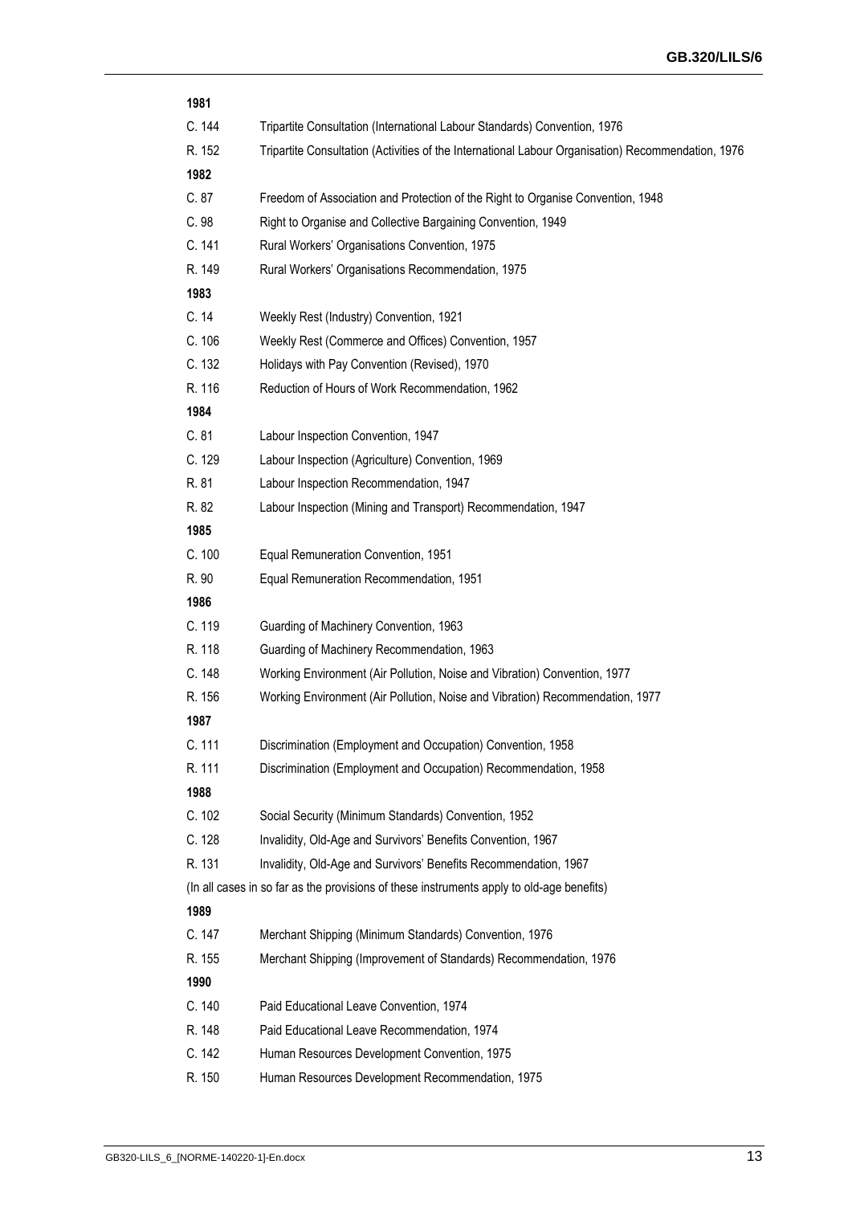**1981**

| | |
|---|---|
| C. 144 | Tripartite Consultation (International Labour Standards) Convention, 1976 |
| R. 152 | Tripartite Consultation (Activities of the International Labour Organisation) Recommendation, 1976 |

**1982**

| | |
|---|---|
| C. 87 | Freedom of Association and Protection of the Right to Organise Convention, 1948 |
| C. 98 | Right to Organise and Collective Bargaining Convention, 1949 |
| C. 141 | Rural Workers' Organisations Convention, 1975 |
| R. 149 | Rural Workers' Organisations Recommendation, 1975 |

**1983**

| | |
|---|---|
| C. 14 | Weekly Rest (Industry) Convention, 1921 |
| C. 106 | Weekly Rest (Commerce and Offices) Convention, 1957 |
| C. 132 | Holidays with Pay Convention (Revised), 1970 |
| R. 116 | Reduction of Hours of Work Recommendation, 1962 |

**1984**

| | |
|---|---|
| C. 81 | Labour Inspection Convention, 1947 |
| C. 129 | Labour Inspection (Agriculture) Convention, 1969 |
| R. 81 | Labour Inspection Recommendation, 1947 |
| R. 82 | Labour Inspection (Mining and Transport) Recommendation, 1947 |

**1985**

| | |
|---|---|
| C. 100 | Equal Remuneration Convention, 1951 |
| R. 90 | Equal Remuneration Recommendation, 1951 |

**1986**

| | |
|---|---|
| C. 119 | Guarding of Machinery Convention, 1963 |
| R. 118 | Guarding of Machinery Recommendation, 1963 |
| C. 148 | Working Environment (Air Pollution, Noise and Vibration) Convention, 1977 |
| R. 156 | Working Environment (Air Pollution, Noise and Vibration) Recommendation, 1977 |

**1987**

| | |
|---|---|
| C. 111 | Discrimination (Employment and Occupation) Convention, 1958 |
| R. 111 | Discrimination (Employment and Occupation) Recommendation, 1958 |

**1988**

| | |
|---|---|
| C. 102 | Social Security (Minimum Standards) Convention, 1952 |
| C. 128 | Invalidity, Old-Age and Survivors' Benefits Convention, 1967 |
| R. 131 | Invalidity, Old-Age and Survivors' Benefits Recommendation, 1967 |

(In all cases in so far as the provisions of these instruments apply to old-age benefits)

**1989**

| | |
|---|---|
| C. 147 | Merchant Shipping (Minimum Standards) Convention, 1976 |
| R. 155 | Merchant Shipping (Improvement of Standards) Recommendation, 1976 |

**1990**

| | |
|---|---|
| C. 140 | Paid Educational Leave Convention, 1974 |
| R. 148 | Paid Educational Leave Recommendation, 1974 |
| C. 142 | Human Resources Development Convention, 1975 |
| R. 150 | Human Resources Development Recommendation, 1975 |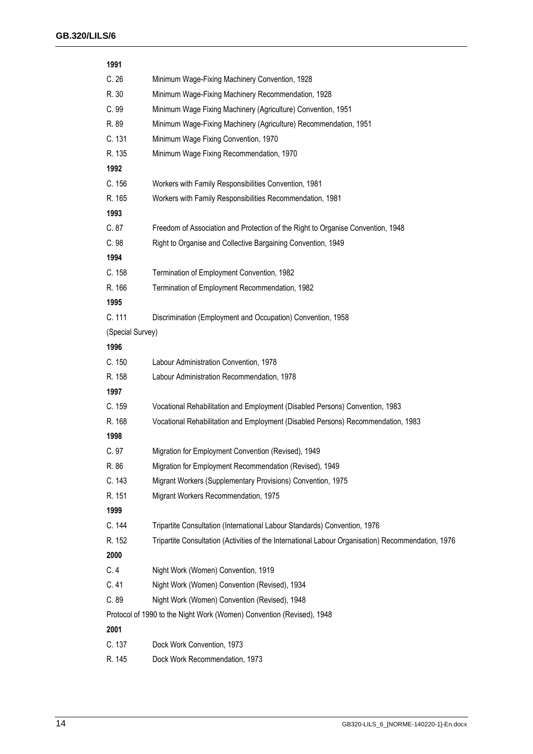**1991**

| | |
|---|---|
| C. 26 | Minimum Wage-Fixing Machinery Convention, 1928 |
| R. 30 | Minimum Wage-Fixing Machinery Recommendation, 1928 |
| C. 99 | Minimum Wage Fixing Machinery (Agriculture) Convention, 1951 |
| R. 89 | Minimum Wage-Fixing Machinery (Agriculture) Recommendation, 1951 |
| C. 131 | Minimum Wage Fixing Convention, 1970 |
| R. 135 | Minimum Wage Fixing Recommendation, 1970 |

**1992**

| | |
|---|---|
| C. 156 | Workers with Family Responsibilities Convention, 1981 |
| R. 165 | Workers with Family Responsibilities Recommendation, 1981 |

**1993**

| | |
|---|---|
| C. 87 | Freedom of Association and Protection of the Right to Organise Convention, 1948 |
| C. 98 | Right to Organise and Collective Bargaining Convention, 1949 |

**1994**

| | |
|---|---|
| C. 158 | Termination of Employment Convention, 1982 |
| R. 166 | Termination of Employment Recommendation, 1982 |

**1995**

| | |
|---|---|
| C. 111 | Discrimination (Employment and Occupation) Convention, 1958 |

(Special Survey)

**1996**

| | |
|---|---|
| C. 150 | Labour Administration Convention, 1978 |
| R. 158 | Labour Administration Recommendation, 1978 |

**1997**

| | |
|---|---|
| C. 159 | Vocational Rehabilitation and Employment (Disabled Persons) Convention, 1983 |
| R. 168 | Vocational Rehabilitation and Employment (Disabled Persons) Recommendation, 1983 |

**1998**

| | |
|---|---|
| C. 97 | Migration for Employment Convention (Revised), 1949 |
| R. 86 | Migration for Employment Recommendation (Revised), 1949 |
| C. 143 | Migrant Workers (Supplementary Provisions) Convention, 1975 |
| R. 151 | Migrant Workers Recommendation, 1975 |

**1999**

| | |
|---|---|
| C. 144 | Tripartite Consultation (International Labour Standards) Convention, 1976 |
| R. 152 | Tripartite Consultation (Activities of the International Labour Organisation) Recommendation, 1976 |

**2000**

| | |
|---|---|
| C. 4 | Night Work (Women) Convention, 1919 |
| C. 41 | Night Work (Women) Convention (Revised), 1934 |
| C. 89 | Night Work (Women) Convention (Revised), 1948 |

Protocol of 1990 to the Night Work (Women) Convention (Revised), 1948

**2001**

| | |
|---|---|
| C. 137 | Dock Work Convention, 1973 |
| R. 145 | Dock Work Recommendation, 1973 |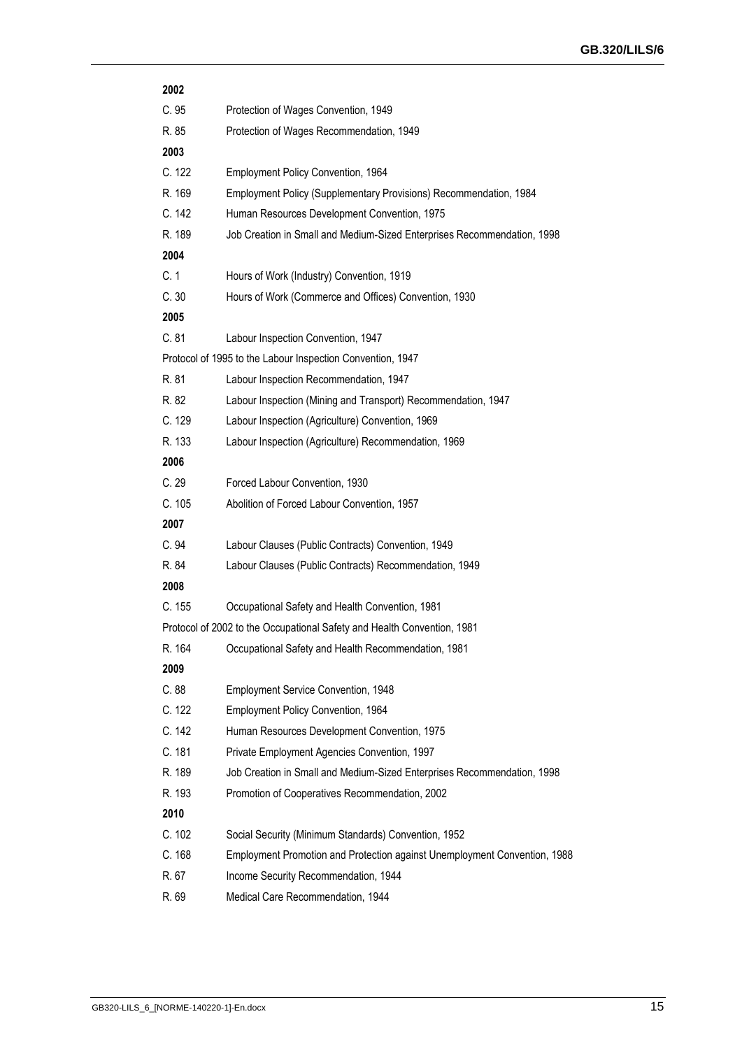**2002**

| | |
|---|---|
| C. 95 | Protection of Wages Convention, 1949 |
| R. 85 | Protection of Wages Recommendation, 1949 |

**2003**

| | |
|---|---|
| C. 122 | Employment Policy Convention, 1964 |
| R. 169 | Employment Policy (Supplementary Provisions) Recommendation, 1984 |
| C. 142 | Human Resources Development Convention, 1975 |
| R. 189 | Job Creation in Small and Medium-Sized Enterprises Recommendation, 1998 |

**2004**

| | |
|---|---|
| C. 1 | Hours of Work (Industry) Convention, 1919 |
| C. 30 | Hours of Work (Commerce and Offices) Convention, 1930 |

**2005**

C. 81 Labour Inspection Convention, 1947

Protocol of 1995 to the Labour Inspection Convention, 1947

| | |
|---|---|
| R. 81 | Labour Inspection Recommendation, 1947 |
| R. 82 | Labour Inspection (Mining and Transport) Recommendation, 1947 |
| C. 129 | Labour Inspection (Agriculture) Convention, 1969 |
| R. 133 | Labour Inspection (Agriculture) Recommendation, 1969 |

**2006**

| | |
|---|---|
| C. 29 | Forced Labour Convention, 1930 |
| C. 105 | Abolition of Forced Labour Convention, 1957 |

**2007**

| | |
|---|---|
| C. 94 | Labour Clauses (Public Contracts) Convention, 1949 |
| R. 84 | Labour Clauses (Public Contracts) Recommendation, 1949 |

**2008**

C. 155 Occupational Safety and Health Convention, 1981

Protocol of 2002 to the Occupational Safety and Health Convention, 1981

R. 164 Occupational Safety and Health Recommendation, 1981

**2009**

| | |
|---|---|
| C. 88 | Employment Service Convention, 1948 |
| C. 122 | Employment Policy Convention, 1964 |
| C. 142 | Human Resources Development Convention, 1975 |
| C. 181 | Private Employment Agencies Convention, 1997 |
| R. 189 | Job Creation in Small and Medium-Sized Enterprises Recommendation, 1998 |
| R. 193 | Promotion of Cooperatives Recommendation, 2002 |

**2010**

| | |
|---|---|
| C. 102 | Social Security (Minimum Standards) Convention, 1952 |
| C. 168 | Employment Promotion and Protection against Unemployment Convention, 1988 |
| R. 67 | Income Security Recommendation, 1944 |
| R. 69 | Medical Care Recommendation, 1944 |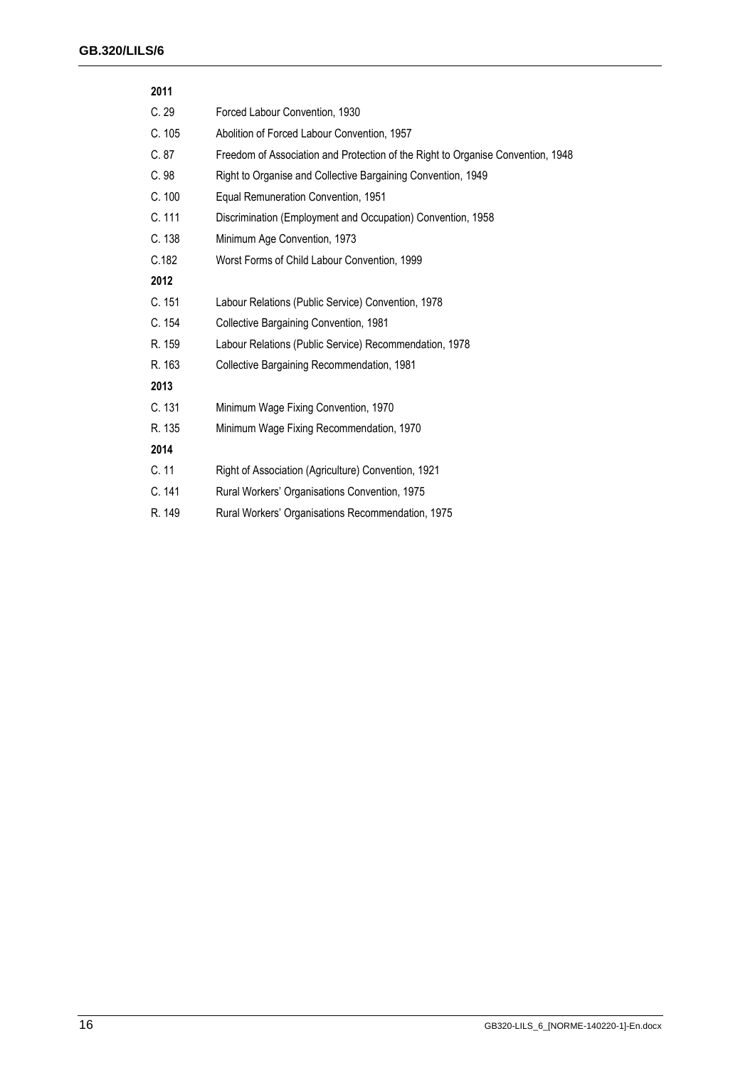**2011**

| | |
|---|---|
| C. 29 | Forced Labour Convention, 1930 |
| C. 105 | Abolition of Forced Labour Convention, 1957 |
| C. 87 | Freedom of Association and Protection of the Right to Organise Convention, 1948 |
| C. 98 | Right to Organise and Collective Bargaining Convention, 1949 |
| C. 100 | Equal Remuneration Convention, 1951 |
| C. 111 | Discrimination (Employment and Occupation) Convention, 1958 |
| C. 138 | Minimum Age Convention, 1973 |
| C.182 | Worst Forms of Child Labour Convention, 1999 |

**2012**

| | |
|---|---|
| C. 151 | Labour Relations (Public Service) Convention, 1978 |
| C. 154 | Collective Bargaining Convention, 1981 |
| R. 159 | Labour Relations (Public Service) Recommendation, 1978 |
| R. 163 | Collective Bargaining Recommendation, 1981 |

**2013**

| | |
|---|---|
| C. 131 | Minimum Wage Fixing Convention, 1970 |
| R. 135 | Minimum Wage Fixing Recommendation, 1970 |

**2014**

| | |
|---|---|
| C. 11 | Right of Association (Agriculture) Convention, 1921 |
| C. 141 | Rural Workers' Organisations Convention, 1975 |
| R. 149 | Rural Workers' Organisations Recommendation, 1975 |